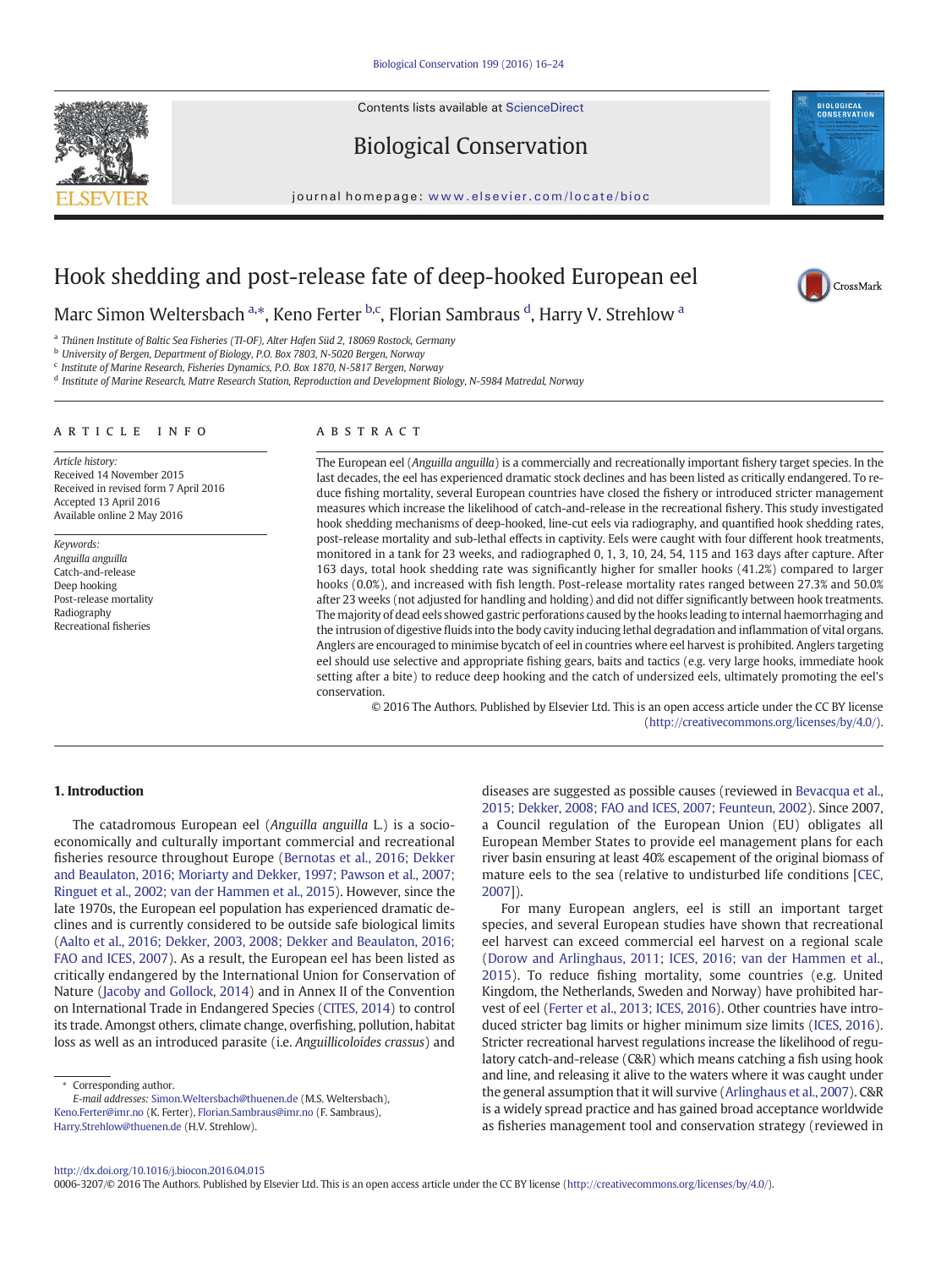# Hook shedding and post-release fate of deep-hooked European eel

Marc Simon Weltersbach [a,*], Keno Ferter [b,c], Florian Sambraus [d], Harry V. Strehlow [a]

[a] Thünen Institute of Baltic Sea Fisheries (TI-OF), Alter Hafen Süd 2, 18069 Rostock, Germany
[b] University of Bergen, Department of Biology, P.O. Box 7803, N-5020 Bergen, Norway
[c] Institute of Marine Research, Fisheries Dynamics, P.O. Box 1870, N-5817 Bergen, Norway
[d] Institute of Marine Research, Matre Research Station, Reproduction and Development Biology, N-5984 Matredal, Norway

## ARTICLE INFO

*Article history:*
Received 14 November 2015
Received in revised form 7 April 2016
Accepted 13 April 2016
Available online 2 May 2016

*Keywords:*
*Anguilla anguilla*
Catch-and-release
Deep hooking
Post-release mortality
Radiography
Recreational fisheries

## ABSTRACT

The European eel (*Anguilla anguilla*) is a commercially and recreationally important fishery target species. In the last decades, the eel has experienced dramatic stock declines and has been listed as critically endangered. To reduce fishing mortality, several European countries have closed the fishery or introduced stricter management measures which increase the likelihood of catch-and-release in the recreational fishery. This study investigated hook shedding mechanisms of deep-hooked, line-cut eels via radiography, and quantified hook shedding rates, post-release mortality and sub-lethal effects in captivity. Eels were caught with four different hook treatments, monitored in a tank for 23 weeks, and radiographed 0, 1, 3, 10, 24, 54, 115 and 163 days after capture. After 163 days, total hook shedding rate was significantly higher for smaller hooks (41.2%) compared to larger hooks (0.0%), and increased with fish length. Post-release mortality rates ranged between 27.3% and 50.0% after 23 weeks (not adjusted for handling and holding) and did not differ significantly between hook treatments. The majority of dead eels showed gastric perforations caused by the hooks leading to internal haemorrhaging and the intrusion of digestive fluids into the body cavity inducing lethal degradation and inflammation of vital organs. Anglers are encouraged to minimise bycatch of eel in countries where eel harvest is prohibited. Anglers targeting eel should use selective and appropriate fishing gears, baits and tactics (e.g. very large hooks, immediate hook setting after a bite) to reduce deep hooking and the catch of undersized eels, ultimately promoting the eel's conservation.

© 2016 The Authors. Published by Elsevier Ltd. This is an open access article under the CC BY license (http://creativecommons.org/licenses/by/4.0/).

## 1. Introduction

The catadromous European eel (*Anguilla anguilla* L.) is a socio-economically and culturally important commercial and recreational fisheries resource throughout Europe (Bernotas et al., 2016; Dekker and Beaulaton, 2016; Moriarty and Dekker, 1997; Pawson et al., 2007; Ringuet et al., 2002; van der Hammen et al., 2015). However, since the late 1970s, the European eel population has experienced dramatic declines and is currently considered to be outside safe biological limits (Aalto et al., 2016; Dekker, 2003, 2008; Dekker and Beaulaton, 2016; FAO and ICES, 2007). As a result, the European eel has been listed as critically endangered by the International Union for Conservation of Nature (Jacoby and Gollock, 2014) and in Annex II of the Convention on International Trade in Endangered Species (CITES, 2014) to control its trade. Amongst others, climate change, overfishing, pollution, habitat loss as well as an introduced parasite (i.e. *Anguillicoloides crassus*) and diseases are suggested as possible causes (reviewed in Bevacqua et al., 2015; Dekker, 2008; FAO and ICES, 2007; Feunteun, 2002). Since 2007, a Council regulation of the European Union (EU) obligates all European Member States to provide eel management plans for each river basin ensuring at least 40% escapement of the original biomass of mature eels to the sea (relative to undisturbed life conditions [CEC, 2007]).

For many European anglers, eel is still an important target species, and several European studies have shown that recreational eel harvest can exceed commercial eel harvest on a regional scale (Dorow and Arlinghaus, 2011; ICES, 2016; van der Hammen et al., 2015). To reduce fishing mortality, some countries (e.g. United Kingdom, the Netherlands, Sweden and Norway) have prohibited harvest of eel (Ferter et al., 2013; ICES, 2016). Other countries have introduced stricter bag limits or higher minimum size limits (ICES, 2016). Stricter recreational harvest regulations increase the likelihood of regulatory catch-and-release (C&R) which means catching a fish using hook and line, and releasing it alive to the waters where it was caught under the general assumption that it will survive (Arlinghaus et al., 2007). C&R is a widely spread practice and has gained broad acceptance worldwide as fisheries management tool and conservation strategy (reviewed in

* Corresponding author.
*E-mail addresses:* Simon.Weltersbach@thuenen.de (M.S. Weltersbach), Keno.Ferter@imr.no (K. Ferter), Florian.Sambraus@imr.no (F. Sambraus), Harry.Strehlow@thuenen.de (H.V. Strehlow).

http://dx.doi.org/10.1016/j.biocon.2016.04.015
0006-3207/© 2016 The Authors. Published by Elsevier Ltd. This is an open access article under the CC BY license (http://creativecommons.org/licenses/by/4.0/).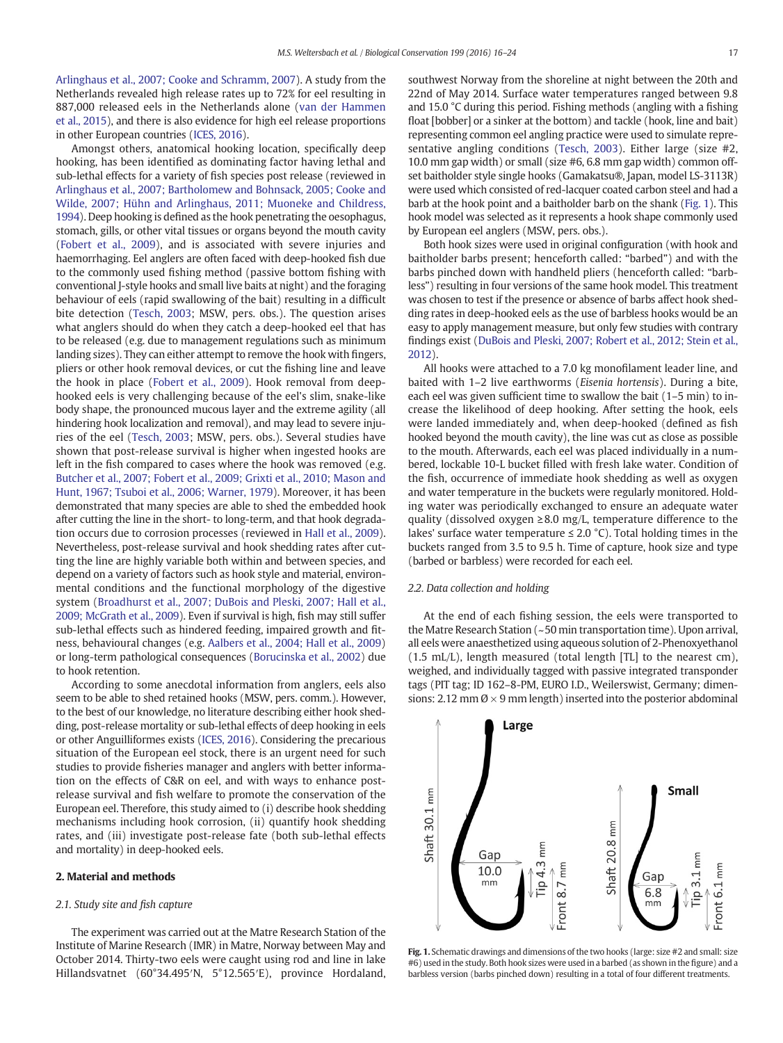Arlinghaus et al., 2007; Cooke and Schramm, 2007). A study from the Netherlands revealed high release rates up to 72% for eel resulting in 887,000 released eels in the Netherlands alone (van der Hammen et al., 2015), and there is also evidence for high eel release proportions in other European countries (ICES, 2016).

Amongst others, anatomical hooking location, specifically deep hooking, has been identified as dominating factor having lethal and sub-lethal effects for a variety of fish species post release (reviewed in Arlinghaus et al., 2007; Bartholomew and Bohnsack, 2005; Cooke and Wilde, 2007; Hühn and Arlinghaus, 2011; Muoneke and Childress, 1994). Deep hooking is defined as the hook penetrating the oesophagus, stomach, gills, or other vital tissues or organs beyond the mouth cavity (Fobert et al., 2009), and is associated with severe injuries and haemorrhaging. Eel anglers are often faced with deep-hooked fish due to the commonly used fishing method (passive bottom fishing with conventional J-style hooks and small live baits at night) and the foraging behaviour of eels (rapid swallowing of the bait) resulting in a difficult bite detection (Tesch, 2003; MSW, pers. obs.). The question arises what anglers should do when they catch a deep-hooked eel that has to be released (e.g. due to management regulations such as minimum landing sizes). They can either attempt to remove the hook with fingers, pliers or other hook removal devices, or cut the fishing line and leave the hook in place (Fobert et al., 2009). Hook removal from deep-hooked eels is very challenging because of the eel's slim, snake-like body shape, the pronounced mucous layer and the extreme agility (all hindering hook localization and removal), and may lead to severe injuries of the eel (Tesch, 2003; MSW, pers. obs.). Several studies have shown that post-release survival is higher when ingested hooks are left in the fish compared to cases where the hook was removed (e.g. Butcher et al., 2007; Fobert et al., 2009; Grixti et al., 2010; Mason and Hunt, 1967; Tsuboi et al., 2006; Warner, 1979). Moreover, it has been demonstrated that many species are able to shed the embedded hook after cutting the line in the short- to long-term, and that hook degradation occurs due to corrosion processes (reviewed in Hall et al., 2009). Nevertheless, post-release survival and hook shedding rates after cutting the line are highly variable both within and between species, and depend on a variety of factors such as hook style and material, environmental conditions and the functional morphology of the digestive system (Broadhurst et al., 2007; DuBois and Pleski, 2007; Hall et al., 2009; McGrath et al., 2009). Even if survival is high, fish may still suffer sub-lethal effects such as hindered feeding, impaired growth and fitness, behavioural changes (e.g. Aalbers et al., 2004; Hall et al., 2009) or long-term pathological consequences (Borucinska et al., 2002) due to hook retention.

According to some anecdotal information from anglers, eels also seem to be able to shed retained hooks (MSW, pers. comm.). However, to the best of our knowledge, no literature describing either hook shedding, post-release mortality or sub-lethal effects of deep hooking in eels or other Anguilliformes exists (ICES, 2016). Considering the precarious situation of the European eel stock, there is an urgent need for such studies to provide fisheries manager and anglers with better information on the effects of C&R on eel, and with ways to enhance post-release survival and fish welfare to promote the conservation of the European eel. Therefore, this study aimed to (i) describe hook shedding mechanisms including hook corrosion, (ii) quantify hook shedding rates, and (iii) investigate post-release fate (both sub-lethal effects and mortality) in deep-hooked eels.

## 2. Material and methods

### 2.1. Study site and fish capture

The experiment was carried out at the Matre Research Station of the Institute of Marine Research (IMR) in Matre, Norway between May and October 2014. Thirty-two eels were caught using rod and line in lake Hillandsvatnet (60°34.495′N, 5°12.565′E), province Hordaland, southwest Norway from the shoreline at night between the 20th and 22nd of May 2014. Surface water temperatures ranged between 9.8 and 15.0 °C during this period. Fishing methods (angling with a fishing float [bobber] or a sinker at the bottom) and tackle (hook, line and bait) representing common eel angling practice were used to simulate representative angling conditions (Tesch, 2003). Either large (size #2, 10.0 mm gap width) or small (size #6, 6.8 mm gap width) common offset baitholder style single hooks (Gamakatsu®, Japan, model LS-3113R) were used which consisted of red-lacquer coated carbon steel and had a barb at the hook point and a baitholder barb on the shank (Fig. 1). This hook model was selected as it represents a hook shape commonly used by European eel anglers (MSW, pers. obs.).

Both hook sizes were used in original configuration (with hook and baitholder barbs present; henceforth called: "barbed") and with the barbs pinched down with handheld pliers (henceforth called: "barbless") resulting in four versions of the same hook model. This treatment was chosen to test if the presence or absence of barbs affect hook shedding rates in deep-hooked eels as the use of barbless hooks would be an easy to apply management measure, but only few studies with contrary findings exist (DuBois and Pleski, 2007; Robert et al., 2012; Stein et al., 2012).

All hooks were attached to a 7.0 kg monofilament leader line, and baited with 1–2 live earthworms (*Eisenia hortensis*). During a bite, each eel was given sufficient time to swallow the bait (1–5 min) to increase the likelihood of deep hooking. After setting the hook, eels were landed immediately and, when deep-hooked (defined as fish hooked beyond the mouth cavity), the line was cut as close as possible to the mouth. Afterwards, each eel was placed individually in a numbered, lockable 10-L bucket filled with fresh lake water. Condition of the fish, occurrence of immediate hook shedding as well as oxygen and water temperature in the buckets were regularly monitored. Holding water was periodically exchanged to ensure an adequate water quality (dissolved oxygen ≥8.0 mg/L, temperature difference to the lakes' surface water temperature ≤ 2.0 °C). Total holding times in the buckets ranged from 3.5 to 9.5 h. Time of capture, hook size and type (barbed or barbless) were recorded for each eel.

### 2.2. Data collection and holding

At the end of each fishing session, the eels were transported to the Matre Research Station (~50 min transportation time). Upon arrival, all eels were anaesthetized using aqueous solution of 2-Phenoxyethanol (1.5 mL/L), length measured (total length [TL] to the nearest cm), weighed, and individually tagged with passive integrated transponder tags (PIT tag; ID 162–8-PM, EURO I.D., Weilerswist, Germany; dimensions: 2.12 mm Ø × 9 mm length) inserted into the posterior abdominal

**Fig. 1.** Schematic drawings and dimensions of the two hooks (large: size #2 and small: size #6) used in the study. Both hook sizes were used in a barbed (as shown in the figure) and a barbless version (barbs pinched down) resulting in a total of four different treatments.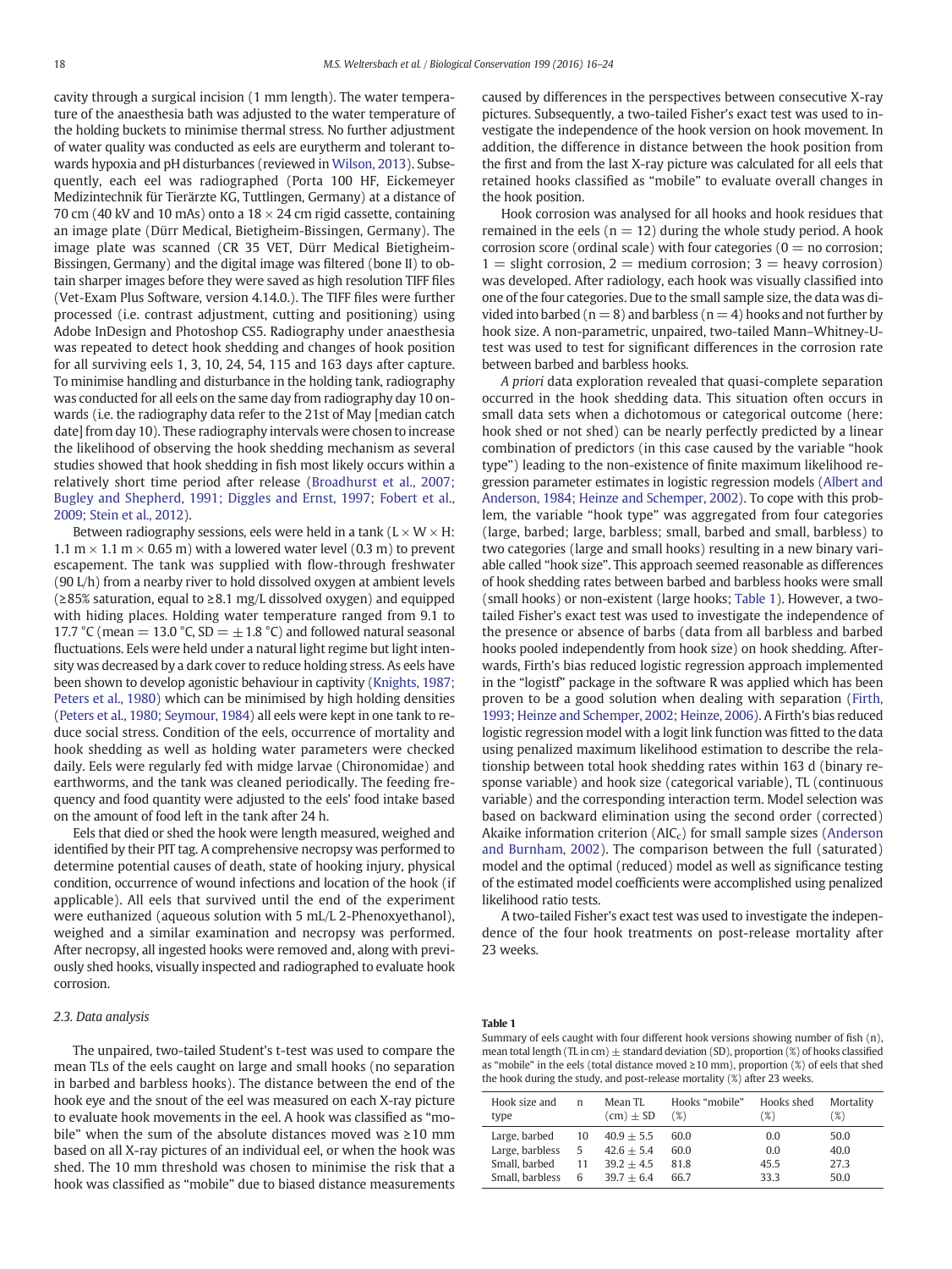cavity through a surgical incision (1 mm length). The water temperature of the anaesthesia bath was adjusted to the water temperature of the holding buckets to minimise thermal stress. No further adjustment of water quality was conducted as eels are eurytherm and tolerant towards hypoxia and pH disturbances (reviewed in Wilson, 2013). Subsequently, each eel was radiographed (Porta 100 HF, Eickemeyer Medizintechnik für Tierärzte KG, Tuttlingen, Germany) at a distance of 70 cm (40 kV and 10 mAs) onto a 18 × 24 cm rigid cassette, containing an image plate (Dürr Medical, Bietigheim-Bissingen, Germany). The image plate was scanned (CR 35 VET, Dürr Medical Bietigheim-Bissingen, Germany) and the digital image was filtered (bone II) to obtain sharper images before they were saved as high resolution TIFF files (Vet-Exam Plus Software, version 4.14.0.). The TIFF files were further processed (i.e. contrast adjustment, cutting and positioning) using Adobe InDesign and Photoshop CS5. Radiography under anaesthesia was repeated to detect hook shedding and changes of hook position for all surviving eels 1, 3, 10, 24, 54, 115 and 163 days after capture. To minimise handling and disturbance in the holding tank, radiography was conducted for all eels on the same day from radiography day 10 onwards (i.e. the radiography data refer to the 21st of May [median catch date] from day 10). These radiography intervals were chosen to increase the likelihood of observing the hook shedding mechanism as several studies showed that hook shedding in fish most likely occurs within a relatively short time period after release (Broadhurst et al., 2007; Bugley and Shepherd, 1991; Diggles and Ernst, 1997; Fobert et al., 2009; Stein et al., 2012).

Between radiography sessions, eels were held in a tank (L × W × H: 1.1 m × 1.1 m × 0.65 m) with a lowered water level (0.3 m) to prevent escapement. The tank was supplied with flow-through freshwater (90 L/h) from a nearby river to hold dissolved oxygen at ambient levels (≥85% saturation, equal to ≥8.1 mg/L dissolved oxygen) and equipped with hiding places. Holding water temperature ranged from 9.1 to 17.7 °C (mean = 13.0 °C, SD = ± 1.8 °C) and followed natural seasonal fluctuations. Eels were held under a natural light regime but light intensity was decreased by a dark cover to reduce holding stress. As eels have been shown to develop agonistic behaviour in captivity (Knights, 1987; Peters et al., 1980) which can be minimised by high holding densities (Peters et al., 1980; Seymour, 1984) all eels were kept in one tank to reduce social stress. Condition of the eels, occurrence of mortality and hook shedding as well as holding water parameters were checked daily. Eels were regularly fed with midge larvae (Chironomidae) and earthworms, and the tank was cleaned periodically. The feeding frequency and food quantity were adjusted to the eels' food intake based on the amount of food left in the tank after 24 h.

Eels that died or shed the hook were length measured, weighed and identified by their PIT tag. A comprehensive necropsy was performed to determine potential causes of death, state of hooking injury, physical condition, occurrence of wound infections and location of the hook (if applicable). All eels that survived until the end of the experiment were euthanized (aqueous solution with 5 mL/L 2-Phenoxyethanol), weighed and a similar examination and necropsy was performed. After necropsy, all ingested hooks were removed and, along with previously shed hooks, visually inspected and radiographed to evaluate hook corrosion.

### 2.3. Data analysis

The unpaired, two-tailed Student's t-test was used to compare the mean TLs of the eels caught on large and small hooks (no separation in barbed and barbless hooks). The distance between the end of the hook eye and the snout of the eel was measured on each X-ray picture to evaluate hook movements in the eel. A hook was classified as "mobile" when the sum of the absolute distances moved was ≥10 mm based on all X-ray pictures of an individual eel, or when the hook was shed. The 10 mm threshold was chosen to minimise the risk that a hook was classified as "mobile" due to biased distance measurements caused by differences in the perspectives between consecutive X-ray pictures. Subsequently, a two-tailed Fisher's exact test was used to investigate the independence of the hook version on hook movement. In addition, the difference in distance between the hook position from the first and from the last X-ray picture was calculated for all eels that retained hooks classified as "mobile" to evaluate overall changes in the hook position.

Hook corrosion was analysed for all hooks and hook residues that remained in the eels ($n = 12$) during the whole study period. A hook corrosion score (ordinal scale) with four categories (0 = no corrosion; 1 = slight corrosion, 2 = medium corrosion; 3 = heavy corrosion) was developed. After radiology, each hook was visually classified into one of the four categories. Due to the small sample size, the data was divided into barbed ($n = 8$) and barbless ($n = 4$) hooks and not further by hook size. A non-parametric, unpaired, two-tailed Mann–Whitney-U-test was used to test for significant differences in the corrosion rate between barbed and barbless hooks.

*A priori* data exploration revealed that quasi-complete separation occurred in the hook shedding data. This situation often occurs in small data sets when a dichotomous or categorical outcome (here: hook shed or not shed) can be nearly perfectly predicted by a linear combination of predictors (in this case caused by the variable "hook type") leading to the non-existence of finite maximum likelihood regression parameter estimates in logistic regression models (Albert and Anderson, 1984; Heinze and Schemper, 2002). To cope with this problem, the variable "hook type" was aggregated from four categories (large, barbed; large, barbless; small, barbed and small, barbless) to two categories (large and small hooks) resulting in a new binary variable called "hook size". This approach seemed reasonable as differences of hook shedding rates between barbed and barbless hooks were small (small hooks) or non-existent (large hooks; Table 1). However, a two-tailed Fisher's exact test was used to investigate the independence of the presence or absence of barbs (data from all barbless and barbed hooks pooled independently from hook size) on hook shedding. Afterwards, Firth's bias reduced logistic regression approach implemented in the "logistf" package in the software R was applied which has been proven to be a good solution when dealing with separation (Firth, 1993; Heinze and Schemper, 2002; Heinze, 2006). A Firth's bias reduced logistic regression model with a logit link function was fitted to the data using penalized maximum likelihood estimation to describe the relationship between total hook shedding rates within 163 d (binary response variable) and hook size (categorical variable), TL (continuous variable) and the corresponding interaction term. Model selection was based on backward elimination using the second order (corrected) Akaike information criterion ($AIC_c$) for small sample sizes (Anderson and Burnham, 2002). The comparison between the full (saturated) model and the optimal (reduced) model as well as significance testing of the estimated model coefficients were accomplished using penalized likelihood ratio tests.

A two-tailed Fisher's exact test was used to investigate the independence of the four hook treatments on post-release mortality after 23 weeks.

**Table 1**

Summary of eels caught with four different hook versions showing number of fish (n), mean total length (TL in cm) ± standard deviation (SD), proportion (%) of hooks classified as "mobile" in the eels (total distance moved ≥10 mm), proportion (%) of eels that shed the hook during the study, and post-release mortality (%) after 23 weeks.

| Hook size and type | n | Mean TL (cm) ± SD | Hooks "mobile" (%) | Hooks shed (%) | Mortality (%) |
|---|---|---|---|---|---|
| Large, barbed | 10 | 40.9 ± 5.5 | 60.0 | 0.0 | 50.0 |
| Large, barbless | 5 | 42.6 ± 5.4 | 60.0 | 0.0 | 40.0 |
| Small, barbed | 11 | 39.2 ± 4.5 | 81.8 | 45.5 | 27.3 |
| Small, barbless | 6 | 39.7 ± 6.4 | 66.7 | 33.3 | 50.0 |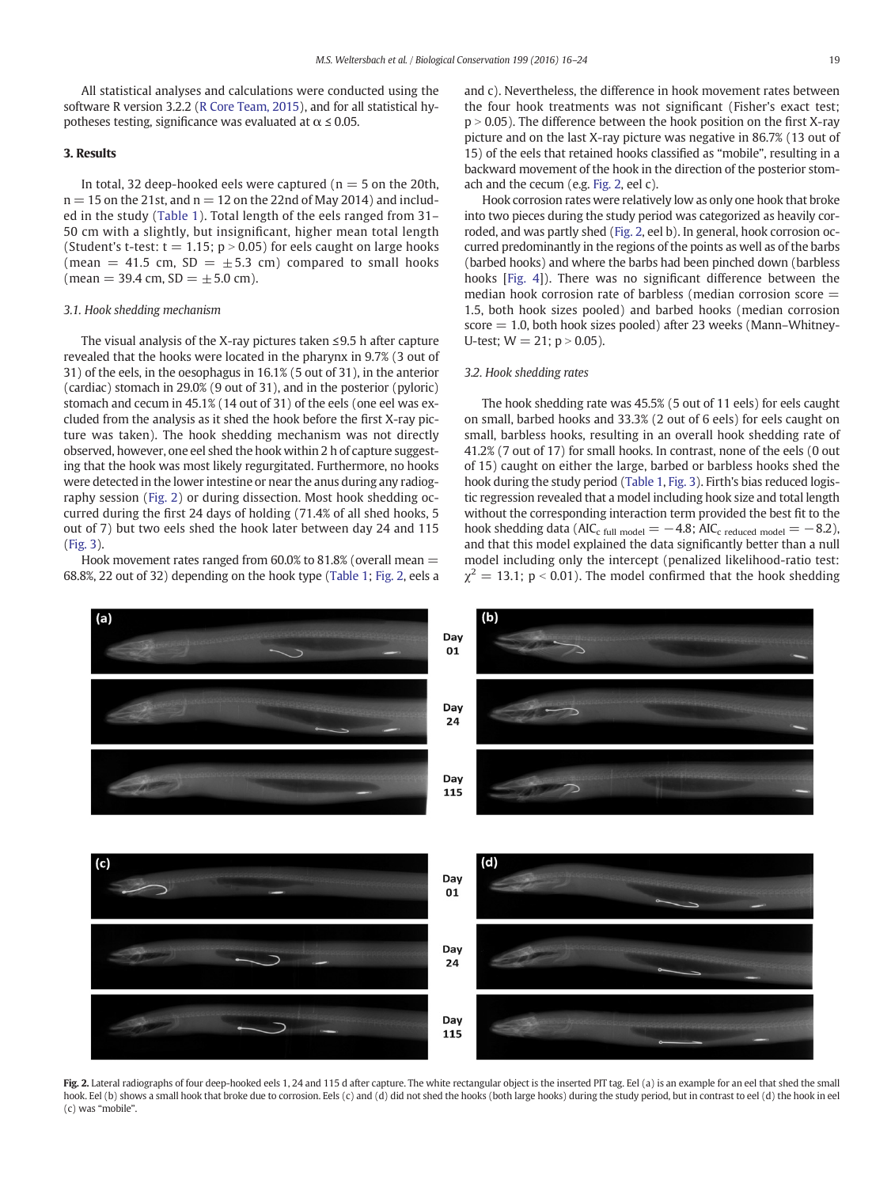All statistical analyses and calculations were conducted using the software R version 3.2.2 (R Core Team, 2015), and for all statistical hypotheses testing, significance was evaluated at $\alpha \leq 0.05$.

## 3. Results

In total, 32 deep-hooked eels were captured ($n = 5$ on the 20th, $n = 15$ on the 21st, and $n = 12$ on the 22nd of May 2014) and included in the study (Table 1). Total length of the eels ranged from 31–50 cm with a slightly, but insignificant, higher mean total length (Student's t-test: $t = 1.15$; $p > 0.05$) for eels caught on large hooks (mean = 41.5 cm, SD = $\pm$5.3 cm) compared to small hooks (mean = 39.4 cm, SD = $\pm$5.0 cm).

### 3.1. Hook shedding mechanism

The visual analysis of the X-ray pictures taken ≤9.5 h after capture revealed that the hooks were located in the pharynx in 9.7% (3 out of 31) of the eels, in the oesophagus in 16.1% (5 out of 31), in the anterior (cardiac) stomach in 29.0% (9 out of 31), and in the posterior (pyloric) stomach and cecum in 45.1% (14 out of 31) of the eels (one eel was excluded from the analysis as it shed the hook before the first X-ray picture was taken). The hook shedding mechanism was not directly observed, however, one eel shed the hook within 2 h of capture suggesting that the hook was most likely regurgitated. Furthermore, no hooks were detected in the lower intestine or near the anus during any radiography session (Fig. 2) or during dissection. Most hook shedding occurred during the first 24 days of holding (71.4% of all shed hooks, 5 out of 7) but two eels shed the hook later between day 24 and 115 (Fig. 3).

Hook movement rates ranged from 60.0% to 81.8% (overall mean = 68.8%, 22 out of 32) depending on the hook type (Table 1; Fig. 2, eels a and c). Nevertheless, the difference in hook movement rates between the four hook treatments was not significant (Fisher's exact test; $p > 0.05$). The difference between the hook position on the first X-ray picture and on the last X-ray picture was negative in 86.7% (13 out of 15) of the eels that retained hooks classified as "mobile", resulting in a backward movement of the hook in the direction of the posterior stomach and the cecum (e.g. Fig. 2, eel c).

Hook corrosion rates were relatively low as only one hook that broke into two pieces during the study period was categorized as heavily corroded, and was partly shed (Fig. 2, eel b). In general, hook corrosion occurred predominantly in the regions of the points as well as of the barbs (barbed hooks) and where the barbs had been pinched down (barbless hooks [Fig. 4]). There was no significant difference between the median hook corrosion rate of barbless (median corrosion score = 1.5, both hook sizes pooled) and barbed hooks (median corrosion score = 1.0, both hook sizes pooled) after 23 weeks (Mann–Whitney-U-test; $W = 21$; $p > 0.05$).

### 3.2. Hook shedding rates

The hook shedding rate was 45.5% (5 out of 11 eels) for eels caught on small, barbed hooks and 33.3% (2 out of 6 eels) for eels caught on small, barbless hooks, resulting in an overall hook shedding rate of 41.2% (7 out of 17) for small hooks. In contrast, none of the eels (0 out of 15) caught on either the large, barbed or barbless hooks shed the hook during the study period (Table 1, Fig. 3). Firth's bias reduced logistic regression revealed that a model including hook size and total length without the corresponding interaction term provided the best fit to the hook shedding data ($AIC_{c\ \text{full model}} = -4.8$; $AIC_{c\ \text{reduced model}} = -8.2$), and that this model explained the data significantly better than a null model including only the intercept (penalized likelihood-ratio test: $\chi^2 = 13.1$; $p < 0.01$). The model confirmed that the hook shedding

**Fig. 2.** Lateral radiographs of four deep-hooked eels 1, 24 and 115 d after capture. The white rectangular object is the inserted PIT tag. Eel (a) is an example for an eel that shed the small hook. Eel (b) shows a small hook that broke due to corrosion. Eels (c) and (d) did not shed the hooks (both large hooks) during the study period, but in contrast to eel (d) the hook in eel (c) was "mobile".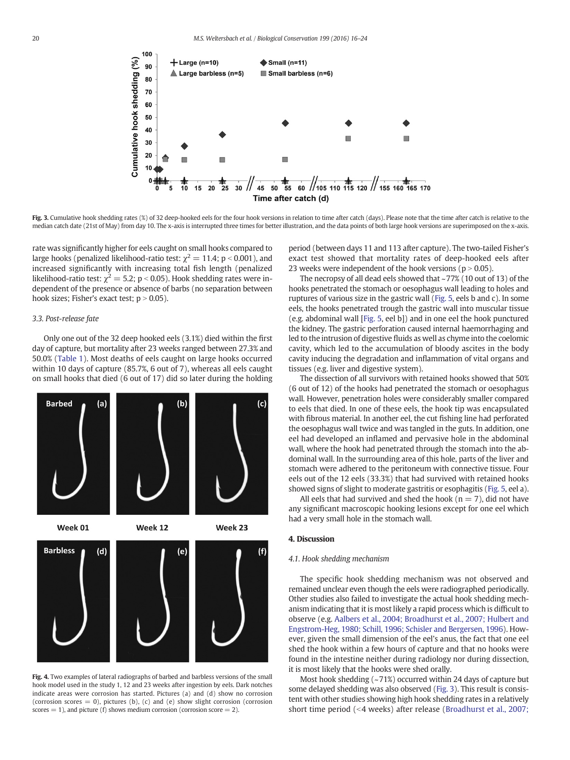Fig. 3. Cumulative hook shedding rates (%) of 32 deep-hooked eels for the four hook versions in relation to time after catch (days). Please note that the time after catch is relative to the median catch date (21st of May) from day 10. The x-axis is interrupted three times for better illustration, and the data points of both large hook versions are superimposed on the x-axis.

rate was significantly higher for eels caught on small hooks compared to large hooks (penalized likelihood-ratio test: $\chi^2 = 11.4$; $p < 0.001$), and increased significantly with increasing total fish length (penalized likelihood-ratio test: $\chi^2 = 5.2$; $p < 0.05$). Hook shedding rates were independent of the presence or absence of barbs (no separation between hook sizes; Fisher's exact test; $p > 0.05$).

### 3.3. Post-release fate

Only one out of the 32 deep hooked eels (3.1%) died within the first day of capture, but mortality after 23 weeks ranged between 27.3% and 50.0% (Table 1). Most deaths of eels caught on large hooks occurred within 10 days of capture (85.7%, 6 out of 7), whereas all eels caught on small hooks that died (6 out of 17) did so later during the holding period (between days 11 and 113 after capture). The two-tailed Fisher's exact test showed that mortality rates of deep-hooked eels after 23 weeks were independent of the hook versions ($p > 0.05$).

The necropsy of all dead eels showed that ~77% (10 out of 13) of the hooks penetrated the stomach or oesophagus wall leading to holes and ruptures of various size in the gastric wall (Fig. 5, eels b and c). In some eels, the hooks penetrated trough the gastric wall into muscular tissue (e.g. abdominal wall [Fig. 5, eel b]) and in one eel the hook punctured the kidney. The gastric perforation caused internal haemorrhaging and led to the intrusion of digestive fluids as well as chyme into the coelomic cavity, which led to the accumulation of bloody ascites in the body cavity inducing the degradation and inflammation of vital organs and tissues (e.g. liver and digestive system).

The dissection of all survivors with retained hooks showed that 50% (6 out of 12) of the hooks had penetrated the stomach or oesophagus wall. However, penetration holes were considerably smaller compared to eels that died. In one of these eels, the hook tip was encapsulated with fibrous material. In another eel, the cut fishing line had perforated the oesophagus wall twice and was tangled in the guts. In addition, one eel had developed an inflamed and pervasive hole in the abdominal wall, where the hook had penetrated through the stomach into the abdominal wall. In the surrounding area of this hole, parts of the liver and stomach were adhered to the peritoneum with connective tissue. Four eels out of the 12 eels (33.3%) that had survived with retained hooks showed signs of slight to moderate gastritis or esophagitis (Fig. 5, eel a).

All eels that had survived and shed the hook ($n = 7$), did not have any significant macroscopic hooking lesions except for one eel which had a very small hole in the stomach wall.

Fig. 4. Two examples of lateral radiographs of barbed and barbless versions of the small hook model used in the study 1, 12 and 23 weeks after ingestion by eels. Dark notches indicate areas were corrosion has started. Pictures (a) and (d) show no corrosion (corrosion scores = 0), pictures (b), (c) and (e) show slight corrosion (corrosion scores = 1), and picture (f) shows medium corrosion (corrosion score = 2).

## 4. Discussion

### 4.1. Hook shedding mechanism

The specific hook shedding mechanism was not observed and remained unclear even though the eels were radiographed periodically. Other studies also failed to investigate the actual hook shedding mechanism indicating that it is most likely a rapid process which is difficult to observe (e.g. Aalbers et al., 2004; Broadhurst et al., 2007; Hulbert and Engstrom-Heg, 1980; Schill, 1996; Schisler and Bergersen, 1996). However, given the small dimension of the eel's anus, the fact that one eel shed the hook within a few hours of capture and that no hooks were found in the intestine neither during radiology nor during dissection, it is most likely that the hooks were shed orally.

Most hook shedding (~71%) occurred within 24 days of capture but some delayed shedding was also observed (Fig. 3). This result is consistent with other studies showing high hook shedding rates in a relatively short time period (<4 weeks) after release (Broadhurst et al., 2007;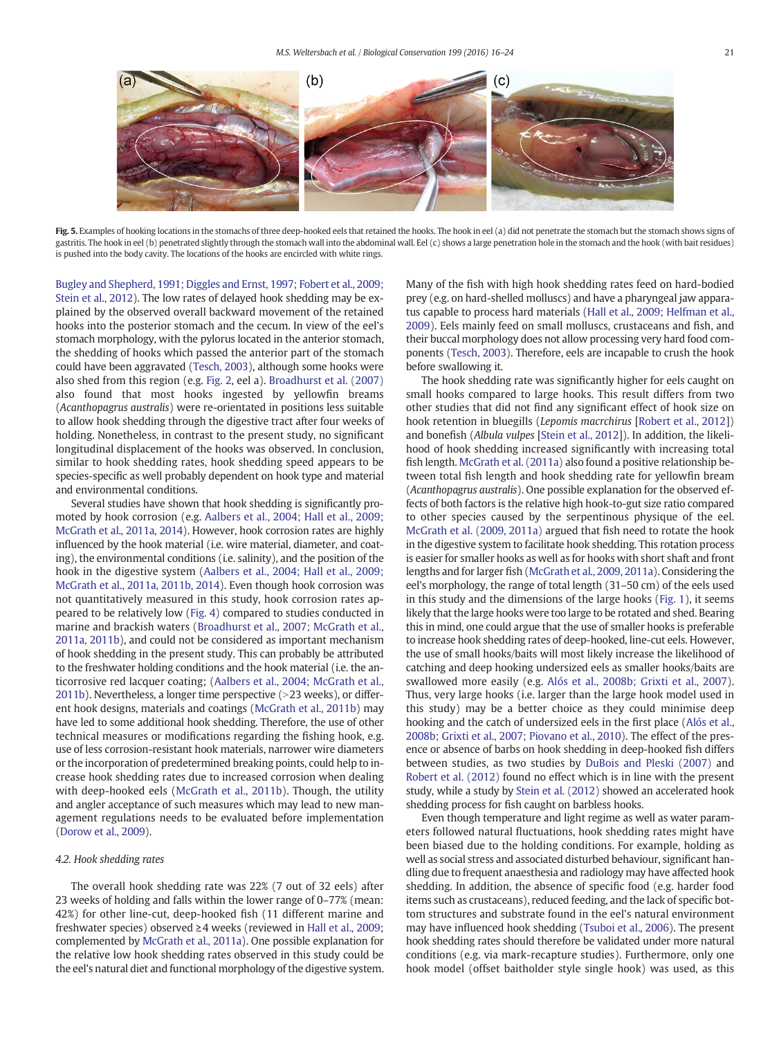Fig. 5. Examples of hooking locations in the stomachs of three deep-hooked eels that retained the hooks. The hook in eel (a) did not penetrate the stomach but the stomach shows signs of gastritis. The hook in eel (b) penetrated slightly through the stomach wall into the abdominal wall. Eel (c) shows a large penetration hole in the stomach and the hook (with bait residues) is pushed into the body cavity. The locations of the hooks are encircled with white rings.

Bugley and Shepherd, 1991; Diggles and Ernst, 1997; Fobert et al., 2009; Stein et al., 2012). The low rates of delayed hook shedding may be explained by the observed overall backward movement of the retained hooks into the posterior stomach and the cecum. In view of the eel's stomach morphology, with the pylorus located in the anterior stomach, the shedding of hooks which passed the anterior part of the stomach could have been aggravated (Tesch, 2003), although some hooks were also shed from this region (e.g. Fig. 2, eel a). Broadhurst et al. (2007) also found that most hooks ingested by yellowfin breams (*Acanthopagrus australis*) were re-orientated in positions less suitable to allow hook shedding through the digestive tract after four weeks of holding. Nonetheless, in contrast to the present study, no significant longitudinal displacement of the hooks was observed. In conclusion, similar to hook shedding rates, hook shedding speed appears to be species-specific as well probably dependent on hook type and material and environmental conditions.

Several studies have shown that hook shedding is significantly promoted by hook corrosion (e.g. Aalbers et al., 2004; Hall et al., 2009; McGrath et al., 2011a, 2014). However, hook corrosion rates are highly influenced by the hook material (i.e. wire material, diameter, and coating), the environmental conditions (i.e. salinity), and the position of the hook in the digestive system (Aalbers et al., 2004; Hall et al., 2009; McGrath et al., 2011a, 2011b, 2014). Even though hook corrosion was not quantitatively measured in this study, hook corrosion rates appeared to be relatively low (Fig. 4) compared to studies conducted in marine and brackish waters (Broadhurst et al., 2007; McGrath et al., 2011a, 2011b), and could not be considered as important mechanism of hook shedding in the present study. This can probably be attributed to the freshwater holding conditions and the hook material (i.e. the anticorrosive red lacquer coating; (Aalbers et al., 2004; McGrath et al., 2011b). Nevertheless, a longer time perspective (>23 weeks), or different hook designs, materials and coatings (McGrath et al., 2011b) may have led to some additional hook shedding. Therefore, the use of other technical measures or modifications regarding the fishing hook, e.g. use of less corrosion-resistant hook materials, narrower wire diameters or the incorporation of predetermined breaking points, could help to increase hook shedding rates due to increased corrosion when dealing with deep-hooked eels (McGrath et al., 2011b). Though, the utility and angler acceptance of such measures which may lead to new management regulations needs to be evaluated before implementation (Dorow et al., 2009).

### 4.2. Hook shedding rates

The overall hook shedding rate was 22% (7 out of 32 eels) after 23 weeks of holding and falls within the lower range of 0–77% (mean: 42%) for other line-cut, deep-hooked fish (11 different marine and freshwater species) observed ≥4 weeks (reviewed in Hall et al., 2009; complemented by McGrath et al., 2011a). One possible explanation for the relative low hook shedding rates observed in this study could be the eel's natural diet and functional morphology of the digestive system. Many of the fish with high hook shedding rates feed on hard-bodied prey (e.g. on hard-shelled molluscs) and have a pharyngeal jaw apparatus capable to process hard materials (Hall et al., 2009; Helfman et al., 2009). Eels mainly feed on small molluscs, crustaceans and fish, and their buccal morphology does not allow processing very hard food components (Tesch, 2003). Therefore, eels are incapable to crush the hook before swallowing it.

The hook shedding rate was significantly higher for eels caught on small hooks compared to large hooks. This result differs from two other studies that did not find any significant effect of hook size on hook retention in bluegills (*Lepomis macrchirus* [Robert et al., 2012]) and bonefish (*Albula vulpes* [Stein et al., 2012]). In addition, the likelihood of hook shedding increased significantly with increasing total fish length. McGrath et al. (2011a) also found a positive relationship between total fish length and hook shedding rate for yellowfin bream (*Acanthopagrus australis*). One possible explanation for the observed effects of both factors is the relative high hook-to-gut size ratio compared to other species caused by the serpentinous physique of the eel. McGrath et al. (2009, 2011a) argued that fish need to rotate the hook in the digestive system to facilitate hook shedding. This rotation process is easier for smaller hooks as well as for hooks with short shaft and front lengths and for larger fish (McGrath et al., 2009, 2011a). Considering the eel's morphology, the range of total length (31–50 cm) of the eels used in this study and the dimensions of the large hooks (Fig. 1), it seems likely that the large hooks were too large to be rotated and shed. Bearing this in mind, one could argue that the use of smaller hooks is preferable to increase hook shedding rates of deep-hooked, line-cut eels. However, the use of small hooks/baits will most likely increase the likelihood of catching and deep hooking undersized eels as smaller hooks/baits are swallowed more easily (e.g. Alós et al., 2008b; Grixti et al., 2007). Thus, very large hooks (i.e. larger than the large hook model used in this study) may be a better choice as they could minimise deep hooking and the catch of undersized eels in the first place (Alós et al., 2008b; Grixti et al., 2007; Piovano et al., 2010). The effect of the presence or absence of barbs on hook shedding in deep-hooked fish differs between studies, as two studies by DuBois and Pleski (2007) and Robert et al. (2012) found no effect which is in line with the present study, while a study by Stein et al. (2012) showed an accelerated hook shedding process for fish caught on barbless hooks.

Even though temperature and light regime as well as water parameters followed natural fluctuations, hook shedding rates might have been biased due to the holding conditions. For example, holding as well as social stress and associated disturbed behaviour, significant handling due to frequent anaesthesia and radiology may have affected hook shedding. In addition, the absence of specific food (e.g. harder food items such as crustaceans), reduced feeding, and the lack of specific bottom structures and substrate found in the eel's natural environment may have influenced hook shedding (Tsuboi et al., 2006). The present hook shedding rates should therefore be validated under more natural conditions (e.g. via mark-recapture studies). Furthermore, only one hook model (offset baitholder style single hook) was used, as this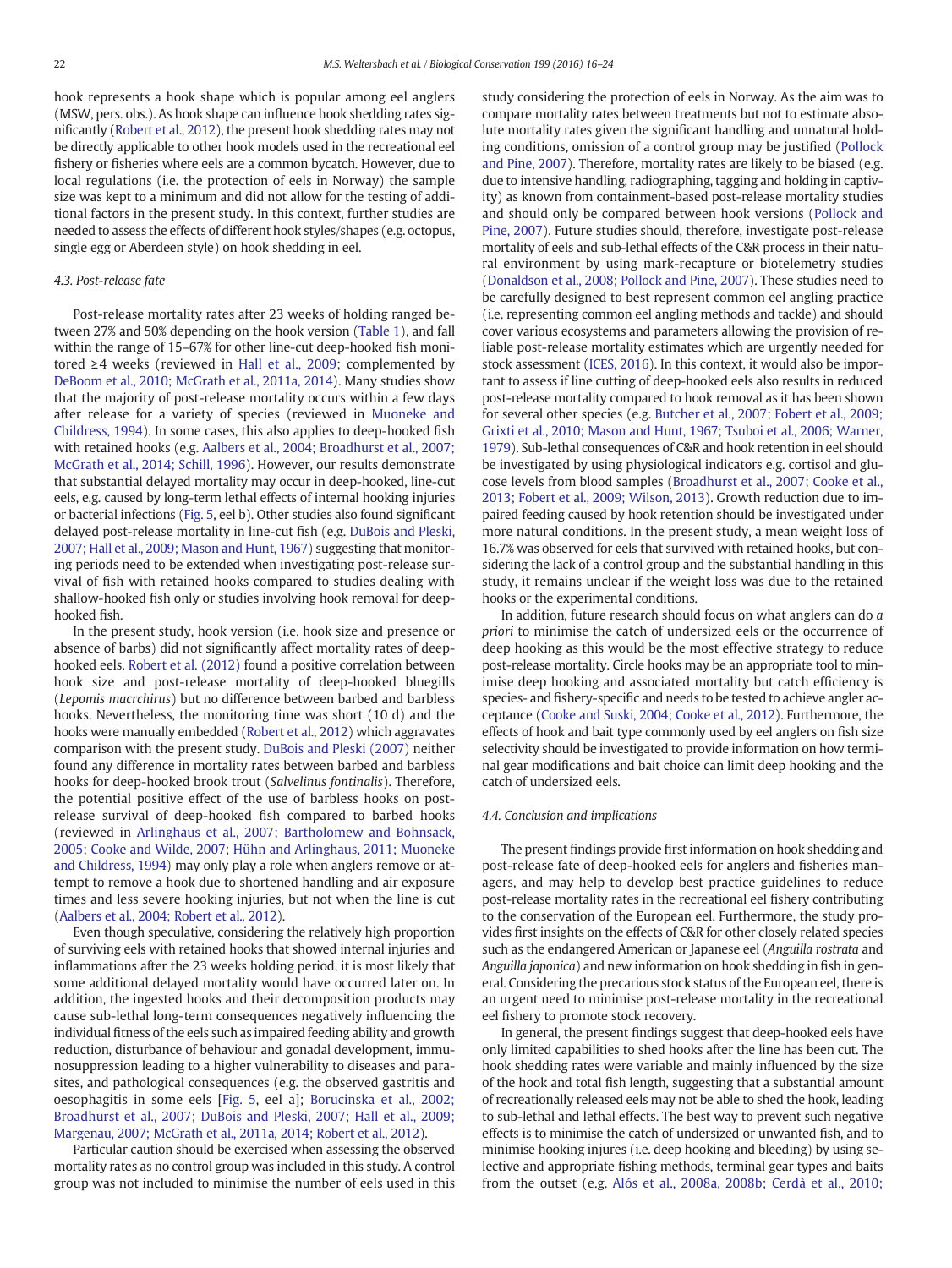hook represents a hook shape which is popular among eel anglers (MSW, pers. obs.). As hook shape can influence hook shedding rates significantly (Robert et al., 2012), the present hook shedding rates may not be directly applicable to other hook models used in the recreational eel fishery or fisheries where eels are a common bycatch. However, due to local regulations (i.e. the protection of eels in Norway) the sample size was kept to a minimum and did not allow for the testing of additional factors in the present study. In this context, further studies are needed to assess the effects of different hook styles/shapes (e.g. octopus, single egg or Aberdeen style) on hook shedding in eel.

### 4.3. Post-release fate

Post-release mortality rates after 23 weeks of holding ranged between 27% and 50% depending on the hook version (Table 1), and fall within the range of 15–67% for other line-cut deep-hooked fish monitored ≥4 weeks (reviewed in Hall et al., 2009; complemented by DeBoom et al., 2010; McGrath et al., 2011a, 2014). Many studies show that the majority of post-release mortality occurs within a few days after release for a variety of species (reviewed in Muoneke and Childress, 1994). In some cases, this also applies to deep-hooked fish with retained hooks (e.g. Aalbers et al., 2004; Broadhurst et al., 2007; McGrath et al., 2014; Schill, 1996). However, our results demonstrate that substantial delayed mortality may occur in deep-hooked, line-cut eels, e.g. caused by long-term lethal effects of internal hooking injuries or bacterial infections (Fig. 5, eel b). Other studies also found significant delayed post-release mortality in line-cut fish (e.g. DuBois and Pleski, 2007; Hall et al., 2009; Mason and Hunt, 1967) suggesting that monitoring periods need to be extended when investigating post-release survival of fish with retained hooks compared to studies dealing with shallow-hooked fish only or studies involving hook removal for deep-hooked fish.

In the present study, hook version (i.e. hook size and presence or absence of barbs) did not significantly affect mortality rates of deep-hooked eels. Robert et al. (2012) found a positive correlation between hook size and post-release mortality of deep-hooked bluegills (*Lepomis macrchirus*) but no difference between barbed and barbless hooks. Nevertheless, the monitoring time was short (10 d) and the hooks were manually embedded (Robert et al., 2012) which aggravates comparison with the present study. DuBois and Pleski (2007) neither found any difference in mortality rates between barbed and barbless hooks for deep-hooked brook trout (*Salvelinus fontinalis*). Therefore, the potential positive effect of the use of barbless hooks on post-release survival of deep-hooked fish compared to barbed hooks (reviewed in Arlinghaus et al., 2007; Bartholomew and Bohnsack, 2005; Cooke and Wilde, 2007; Hühn and Arlinghaus, 2011; Muoneke and Childress, 1994) may only play a role when anglers remove or attempt to remove a hook due to shortened handling and air exposure times and less severe hooking injuries, but not when the line is cut (Aalbers et al., 2004; Robert et al., 2012).

Even though speculative, considering the relatively high proportion of surviving eels with retained hooks that showed internal injuries and inflammations after the 23 weeks holding period, it is most likely that some additional delayed mortality would have occurred later on. In addition, the ingested hooks and their decomposition products may cause sub-lethal long-term consequences negatively influencing the individual fitness of the eels such as impaired feeding ability and growth reduction, disturbance of behaviour and gonadal development, immunosuppression leading to a higher vulnerability to diseases and parasites, and pathological consequences (e.g. the observed gastritis and oesophagitis in some eels [Fig. 5, eel a]; Borucinska et al., 2002; Broadhurst et al., 2007; DuBois and Pleski, 2007; Hall et al., 2009; Margenau, 2007; McGrath et al., 2011a, 2014; Robert et al., 2012).

Particular caution should be exercised when assessing the observed mortality rates as no control group was included in this study. A control group was not included to minimise the number of eels used in this study considering the protection of eels in Norway. As the aim was to compare mortality rates between treatments but not to estimate absolute mortality rates given the significant handling and unnatural holding conditions, omission of a control group may be justified (Pollock and Pine, 2007). Therefore, mortality rates are likely to be biased (e.g. due to intensive handling, radiographing, tagging and holding in captivity) as known from containment-based post-release mortality studies and should only be compared between hook versions (Pollock and Pine, 2007). Future studies should, therefore, investigate post-release mortality of eels and sub-lethal effects of the C&R process in their natural environment by using mark-recapture or biotelemetry studies (Donaldson et al., 2008; Pollock and Pine, 2007). These studies need to be carefully designed to best represent common eel angling practice (i.e. representing common eel angling methods and tackle) and should cover various ecosystems and parameters allowing the provision of reliable post-release mortality estimates which are urgently needed for stock assessment (ICES, 2016). In this context, it would also be important to assess if line cutting of deep-hooked eels also results in reduced post-release mortality compared to hook removal as it has been shown for several other species (e.g. Butcher et al., 2007; Fobert et al., 2009; Grixti et al., 2010; Mason and Hunt, 1967; Tsuboi et al., 2006; Warner, 1979). Sub-lethal consequences of C&R and hook retention in eel should be investigated by using physiological indicators e.g. cortisol and glucose levels from blood samples (Broadhurst et al., 2007; Cooke et al., 2013; Fobert et al., 2009; Wilson, 2013). Growth reduction due to impaired feeding caused by hook retention should be investigated under more natural conditions. In the present study, a mean weight loss of 16.7% was observed for eels that survived with retained hooks, but considering the lack of a control group and the substantial handling in this study, it remains unclear if the weight loss was due to the retained hooks or the experimental conditions.

In addition, future research should focus on what anglers can do *a priori* to minimise the catch of undersized eels or the occurrence of deep hooking as this would be the most effective strategy to reduce post-release mortality. Circle hooks may be an appropriate tool to minimise deep hooking and associated mortality but catch efficiency is species- and fishery-specific and needs to be tested to achieve angler acceptance (Cooke and Suski, 2004; Cooke et al., 2012). Furthermore, the effects of hook and bait type commonly used by eel anglers on fish size selectivity should be investigated to provide information on how terminal gear modifications and bait choice can limit deep hooking and the catch of undersized eels.

### 4.4. Conclusion and implications

The present findings provide first information on hook shedding and post-release fate of deep-hooked eels for anglers and fisheries managers, and may help to develop best practice guidelines to reduce post-release mortality rates in the recreational eel fishery contributing to the conservation of the European eel. Furthermore, the study provides first insights on the effects of C&R for other closely related species such as the endangered American or Japanese eel (*Anguilla rostrata* and *Anguilla japonica*) and new information on hook shedding in fish in general. Considering the precarious stock status of the European eel, there is an urgent need to minimise post-release mortality in the recreational eel fishery to promote stock recovery.

In general, the present findings suggest that deep-hooked eels have only limited capabilities to shed hooks after the line has been cut. The hook shedding rates were variable and mainly influenced by the size of the hook and total fish length, suggesting that a substantial amount of recreationally released eels may not be able to shed the hook, leading to sub-lethal and lethal effects. The best way to prevent such negative effects is to minimise the catch of undersized or unwanted fish, and to minimise hooking injures (i.e. deep hooking and bleeding) by using selective and appropriate fishing methods, terminal gear types and baits from the outset (e.g. Alós et al., 2008a, 2008b; Cerdà et al., 2010;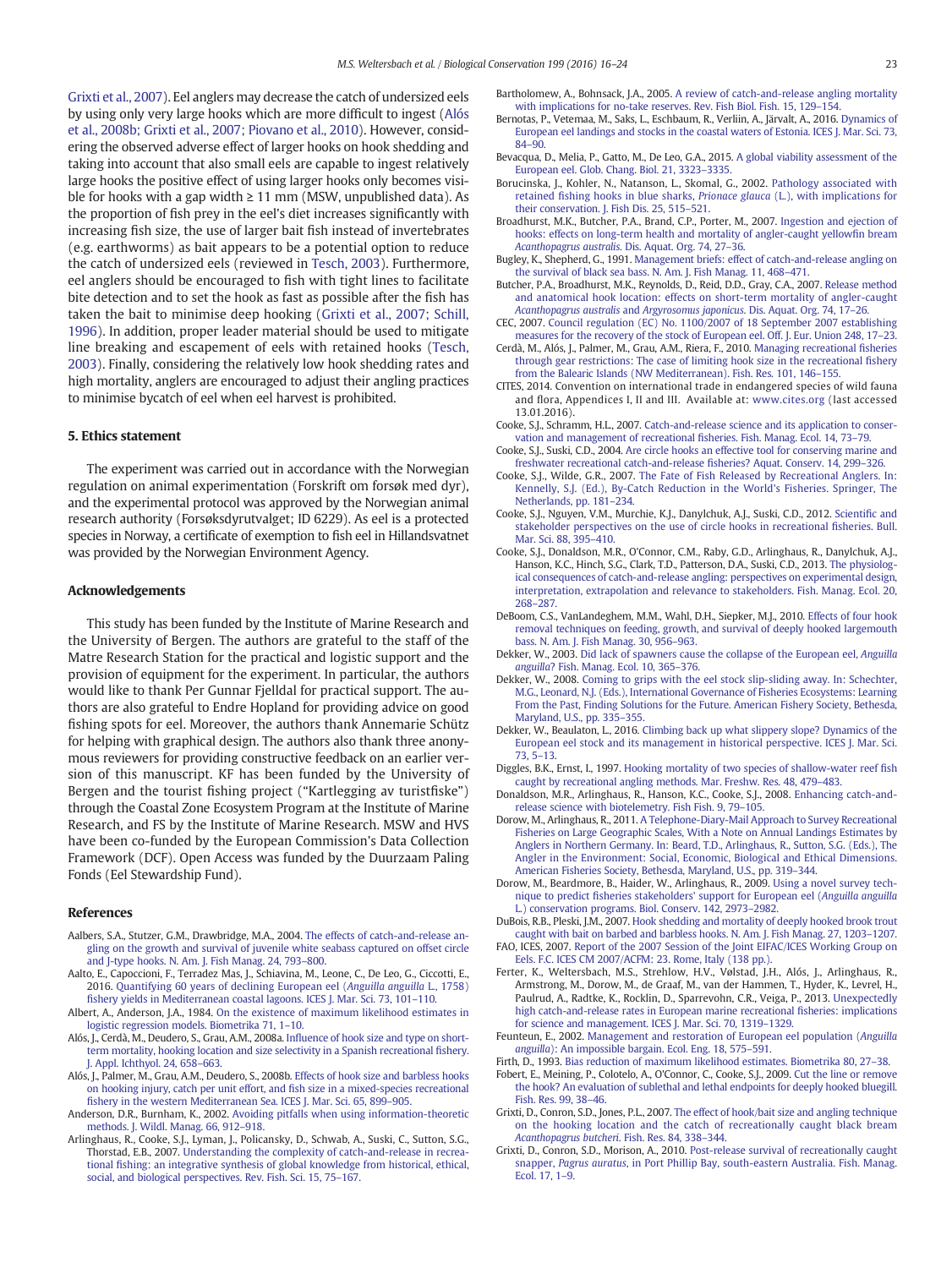Grixti et al., 2007). Eel anglers may decrease the catch of undersized eels by using only very large hooks which are more difficult to ingest (Alós et al., 2008b; Grixti et al., 2007; Piovano et al., 2010). However, considering the observed adverse effect of larger hooks on hook shedding and taking into account that also small eels are capable to ingest relatively large hooks the positive effect of using larger hooks only becomes visible for hooks with a gap width ≥ 11 mm (MSW, unpublished data). As the proportion of fish prey in the eel's diet increases significantly with increasing fish size, the use of larger bait fish instead of invertebrates (e.g. earthworms) as bait appears to be a potential option to reduce the catch of undersized eels (reviewed in Tesch, 2003). Furthermore, eel anglers should be encouraged to fish with tight lines to facilitate bite detection and to set the hook as fast as possible after the fish has taken the bait to minimise deep hooking (Grixti et al., 2007; Schill, 1996). In addition, proper leader material should be used to mitigate line breaking and escapement of eels with retained hooks (Tesch, 2003). Finally, considering the relatively low hook shedding rates and high mortality, anglers are encouraged to adjust their angling practices to minimise bycatch of eel when eel harvest is prohibited.

## 5. Ethics statement

The experiment was carried out in accordance with the Norwegian regulation on animal experimentation (Forskrift om forsøk med dyr), and the experimental protocol was approved by the Norwegian animal research authority (Forsøksdyrutvalget; ID 6229). As eel is a protected species in Norway, a certificate of exemption to fish eel in Hillandsvatnet was provided by the Norwegian Environment Agency.

## Acknowledgements

This study has been funded by the Institute of Marine Research and the University of Bergen. The authors are grateful to the staff of the Matre Research Station for the practical and logistic support and the provision of equipment for the experiment. In particular, the authors would like to thank Per Gunnar Fjelldal for practical support. The authors are also grateful to Endre Hopland for providing advice on good fishing spots for eel. Moreover, the authors thank Annemarie Schütz for helping with graphical design. The authors also thank three anonymous reviewers for providing constructive feedback on an earlier version of this manuscript. KF has been funded by the University of Bergen and the tourist fishing project ("Kartlegging av turistfiske") through the Coastal Zone Ecosystem Program at the Institute of Marine Research, and FS by the Institute of Marine Research. MSW and HVS have been co-funded by the European Commission's Data Collection Framework (DCF). Open Access was funded by the Duurzaam Paling Fonds (Eel Stewardship Fund).

## References

Aalbers, S.A., Stutzer, G.M., Drawbridge, M.A., 2004. The effects of catch-and-release angling on the growth and survival of juvenile white seabass captured on offset circle and J-type hooks. N. Am. J. Fish Manag. 24, 793–800.

Aalto, E., Capoccioni, F., Terradez Mas, J., Schiavina, M., Leone, C., De Leo, G., Ciccotti, E., 2016. Quantifying 60 years of declining European eel (*Anguilla anguilla* L., 1758) fishery yields in Mediterranean coastal lagoons. ICES J. Mar. Sci. 73, 101–110.

Albert, A., Anderson, J.A., 1984. On the existence of maximum likelihood estimates in logistic regression models. Biometrika 71, 1–10.

Alós, J., Cerdà, M., Deudero, S., Grau, A.M., 2008a. Influence of hook size and type on short-term mortality, hooking location and size selectivity in a Spanish recreational fishery. J. Appl. Ichthyol. 24, 658–663.

Alós, J., Palmer, M., Grau, A.M., Deudero, S., 2008b. Effects of hook size and barbless hooks on hooking injury, catch per unit effort, and fish size in a mixed-species recreational fishery in the western Mediterranean Sea. ICES J. Mar. Sci. 65, 899–905.

Anderson, D.R., Burnham, K., 2002. Avoiding pitfalls when using information-theoretic methods. J. Wildl. Manag. 66, 912–918.

Arlinghaus, R., Cooke, S.J., Lyman, J., Policansky, D., Schwab, A., Suski, C., Sutton, S.G., Thorstad, E.B., 2007. Understanding the complexity of catch-and-release in recreational fishing: an integrative synthesis of global knowledge from historical, ethical, social, and biological perspectives. Rev. Fish. Sci. 15, 75–167.

Bartholomew, A., Bohnsack, J.A., 2005. A review of catch-and-release angling mortality with implications for no-take reserves. Rev. Fish Biol. Fish. 15, 129–154.

Bernotas, P., Vetemaa, M., Saks, L., Eschbaum, R., Verliin, A., Järvalt, A., 2016. Dynamics of European eel landings and stocks in the coastal waters of Estonia. ICES J. Mar. Sci. 73, 84–90.

Bevacqua, D., Melia, P., Gatto, M., De Leo, G.A., 2015. A global viability assessment of the European eel. Glob. Chang. Biol. 21, 3323–3335.

Borucinska, J., Kohler, N., Natanson, L., Skomal, G., 2002. Pathology associated with retained fishing hooks in blue sharks, *Prionace glauca* (L.), with implications for their conservation. J. Fish Dis. 25, 515–521.

Broadhurst, M.K., Butcher, P.A., Brand, C.P., Porter, M., 2007. Ingestion and ejection of hooks: effects on long-term health and mortality of angler-caught yellowfin bream *Acanthopagrus australis*. Dis. Aquat. Org. 74, 27–36.

Bugley, K., Shepherd, G., 1991. Management briefs: effect of catch-and-release angling on the survival of black sea bass. N. Am. J. Fish Manag. 11, 468–471.

Butcher, P.A., Broadhurst, M.K., Reynolds, D., Reid, D.D., Gray, C.A., 2007. Release method and anatomical hook location: effects on short-term mortality of angler-caught *Acanthopagrus australis* and *Argyrosomus japonicus*. Dis. Aquat. Org. 74, 17–26.

CEC, 2007. Council regulation (EC) No. 1100/2007 of 18 September 2007 establishing measures for the recovery of the stock of European eel. Off. J. Eur. Union 248, 17–23.

Cerdà, M., Alós, J., Palmer, M., Grau, A.M., Riera, F., 2010. Managing recreational fisheries through gear restrictions: The case of limiting hook size in the recreational fishery from the Balearic Islands (NW Mediterranean). Fish. Res. 101, 146–155.

CITES, 2014. Convention on international trade in endangered species of wild fauna and flora, Appendices I, II and III. Available at: www.cites.org (last accessed 13.01.2016).

Cooke, S.J., Schramm, H.L., 2007. Catch-and-release science and its application to conservation and management of recreational fisheries. Fish. Manag. Ecol. 14, 73–79.

Cooke, S.J., Suski, C.D., 2004. Are circle hooks an effective tool for conserving marine and freshwater recreational catch-and-release fisheries? Aquat. Conserv. 14, 299–326.

Cooke, S.J., Wilde, G.R., 2007. The Fate of Fish Released by Recreational Anglers. In: Kennelly, S.J. (Ed.), By-Catch Reduction in the World's Fisheries. Springer, The Netherlands, pp. 181–234.

Cooke, S.J., Nguyen, V.M., Murchie, K.J., Danylchuk, A.J., Suski, C.D., 2012. Scientific and stakeholder perspectives on the use of circle hooks in recreational fisheries. Bull. Mar. Sci. 88, 395–410.

Cooke, S.J., Donaldson, M.R., O'Connor, C.M., Raby, G.D., Arlinghaus, R., Danylchuk, A.J., Hanson, K.C., Hinch, S.G., Clark, T.D., Patterson, D.A., Suski, C.D., 2013. The physiological consequences of catch-and-release angling: perspectives on experimental design, interpretation, extrapolation and relevance to stakeholders. Fish. Manag. Ecol. 20, 268–287.

DeBoom, C.S., VanLandeghem, M.M., Wahl, D.H., Siepker, M.J., 2010. Effects of four hook removal techniques on feeding, growth, and survival of deeply hooked largemouth bass. N. Am. J. Fish Manag. 30, 956–963.

Dekker, W., 2003. Did lack of spawners cause the collapse of the European eel, *Anguilla anguilla*? Fish. Manag. Ecol. 10, 365–376.

Dekker, W., 2008. Coming to grips with the eel stock slip-sliding away. In: Schechter, M.G., Leonard, N.J. (Eds.), International Governance of Fisheries Ecosystems: Learning From the Past, Finding Solutions for the Future. American Fishery Society, Bethesda, Maryland, U.S., pp. 335–355.

Dekker, W., Beaulaton, L., 2016. Climbing back up what slippery slope? Dynamics of the European eel stock and its management in historical perspective. ICES J. Mar. Sci. 73, 5–13.

Diggles, B.K., Ernst, I., 1997. Hooking mortality of two species of shallow-water reef fish caught by recreational angling methods. Mar. Freshw. Res. 48, 479–483.

Donaldson, M.R., Arlinghaus, R., Hanson, K.C., Cooke, S.J., 2008. Enhancing catch-and-release science with biotelemetry. Fish Fish. 9, 79–105.

Dorow, M., Arlinghaus, R., 2011. A Telephone-Diary-Mail Approach to Survey Recreational Fisheries on Large Geographic Scales, With a Note on Annual Landings Estimates by Anglers in Northern Germany. In: Beard, T.D., Arlinghaus, R., Sutton, S.G. (Eds.), The Angler in the Environment: Social, Economic, Biological and Ethical Dimensions. American Fisheries Society, Bethesda, Maryland, U.S., pp. 319–344.

Dorow, M., Beardmore, B., Haider, W., Arlinghaus, R., 2009. Using a novel survey technique to predict fisheries stakeholders' support for European eel (*Anguilla anguilla* L.) conservation programs. Biol. Conserv. 142, 2973–2982.

DuBois, R.B., Pleski, J.M., 2007. Hook shedding and mortality of deeply hooked brook trout caught with bait on barbed and barbless hooks. N. Am. J. Fish Manag. 27, 1203–1207.

FAO, ICES, 2007. Report of the 2007 Session of the Joint EIFAC/ICES Working Group on Eels. F.C. ICES CM 2007/ACFM: 23. Rome, Italy (138 pp.).

Ferter, K., Weltersbach, M.S., Strehlow, H.V., Vølstad, J.H., Alós, J., Arlinghaus, R., Armstrong, M., Dorow, M., de Graaf, M., van der Hammen, T., Hyder, K., Levrel, H., Paulrud, A., Radtke, K., Rocklin, D., Sparrevohn, C.R., Veiga, P., 2013. Unexpectedly high catch-and-release rates in European marine recreational fisheries: implications for science and management. ICES J. Mar. Sci. 70, 1319–1329.

Feunteun, E., 2002. Management and restoration of European eel population (*Anguilla anguilla*): An impossible bargain. Ecol. Eng. 18, 575–591.

Firth, D., 1993. Bias reduction of maximum likelihood estimates. Biometrika 80, 27–38.

Fobert, E., Meining, P., Colotelo, A., O'Connor, C., Cooke, S.J., 2009. Cut the line or remove the hook? An evaluation of sublethal and lethal endpoints for deeply hooked bluegill. Fish. Res. 99, 38–46.

Grixti, D., Conron, S.D., Jones, P.L., 2007. The effect of hook/bait size and angling technique on the hooking location and the catch of recreationally caught black bream *Acanthopagrus butcheri*. Fish. Res. 84, 338–344.

Grixti, D., Conron, S.D., Morison, A., 2010. Post-release survival of recreationally caught snapper, *Pagrus auratus*, in Port Phillip Bay, south-eastern Australia. Fish. Manag. Ecol. 17, 1–9.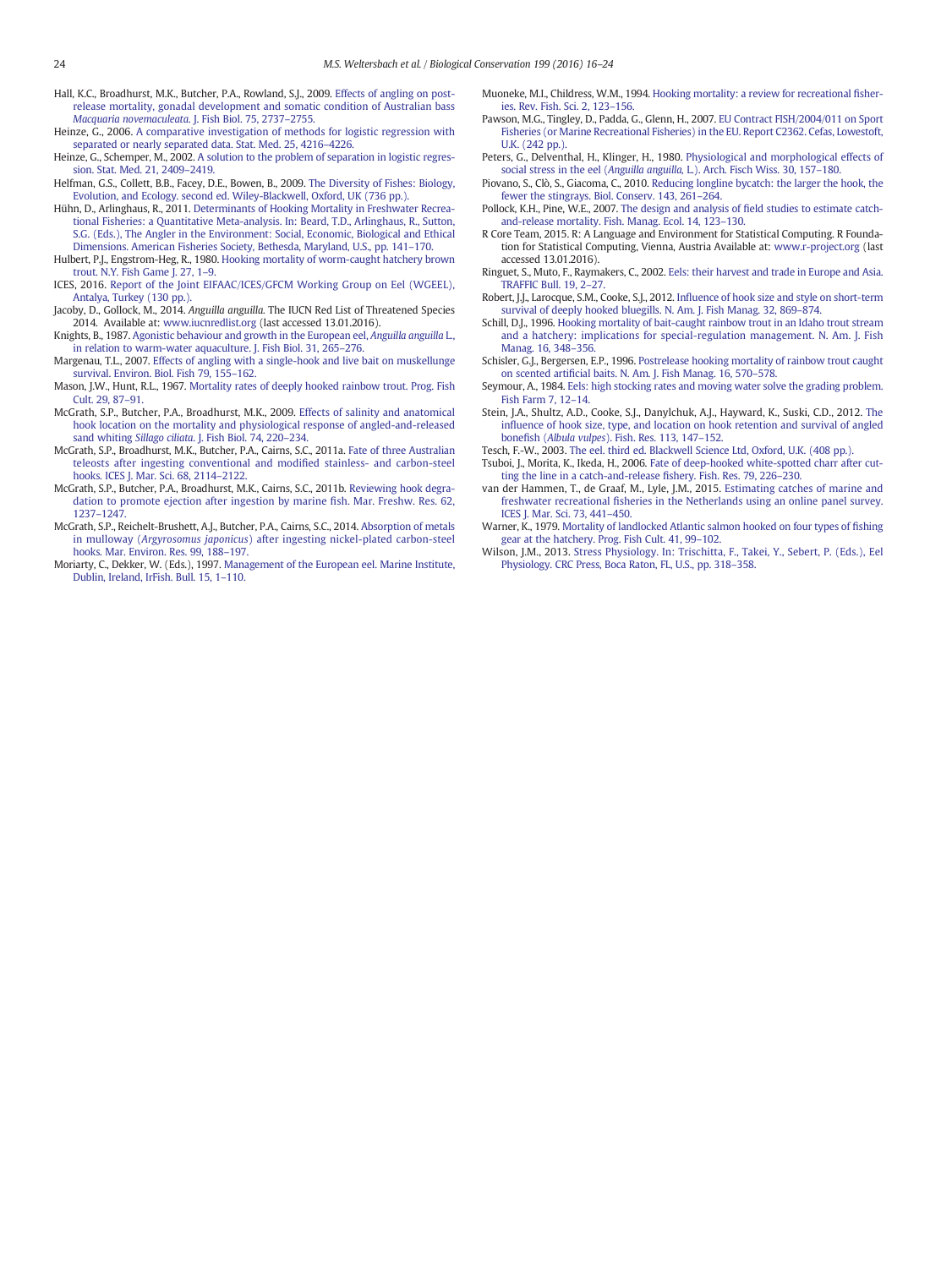Hall, K.C., Broadhurst, M.K., Butcher, P.A., Rowland, S.J., 2009. Effects of angling on post-release mortality, gonadal development and somatic condition of Australian bass *Macquaria novemaculeata*. J. Fish Biol. 75, 2737–2755.

Heinze, G., 2006. A comparative investigation of methods for logistic regression with separated or nearly separated data. Stat. Med. 25, 4216–4226.

Heinze, G., Schemper, M., 2002. A solution to the problem of separation in logistic regression. Stat. Med. 21, 2409–2419.

Helfman, G.S., Collett, B.B., Facey, D.E., Bowen, B., 2009. The Diversity of Fishes: Biology, Evolution, and Ecology. second ed. Wiley-Blackwell, Oxford, UK (736 pp.).

Hühn, D., Arlinghaus, R., 2011. Determinants of Hooking Mortality in Freshwater Recreational Fisheries: a Quantitative Meta-analysis. In: Beard, T.D., Arlinghaus, R., Sutton, S.G. (Eds.), The Angler in the Environment: Social, Economic, Biological and Ethical Dimensions. American Fisheries Society, Bethesda, Maryland, U.S., pp. 141–170.

Hulbert, P.J., Engstrom-Heg, R., 1980. Hooking mortality of worm-caught hatchery brown trout. N.Y. Fish Game J. 27, 1–9.

ICES, 2016. Report of the Joint EIFAAC/ICES/GFCM Working Group on Eel (WGEEL), Antalya, Turkey (130 pp.).

Jacoby, D., Gollock, M., 2014. *Anguilla anguilla*. The IUCN Red List of Threatened Species 2014. Available at: www.iucnredlist.org (last accessed 13.01.2016).

Knights, B., 1987. Agonistic behaviour and growth in the European eel, *Anguilla anguilla* L., in relation to warm-water aquaculture. J. Fish Biol. 31, 265–276.

Margenau, T.L., 2007. Effects of angling with a single-hook and live bait on muskellunge survival. Environ. Biol. Fish 79, 155–162.

Mason, J.W., Hunt, R.L., 1967. Mortality rates of deeply hooked rainbow trout. Prog. Fish Cult. 29, 87–91.

McGrath, S.P., Butcher, P.A., Broadhurst, M.K., 2009. Effects of salinity and anatomical hook location on the mortality and physiological response of angled-and-released sand whiting *Sillago ciliata*. J. Fish Biol. 74, 220–234.

McGrath, S.P., Broadhurst, M.K., Butcher, P.A., Cairns, S.C., 2011a. Fate of three Australian teleosts after ingesting conventional and modified stainless- and carbon-steel hooks. ICES J. Mar. Sci. 68, 2114–2122.

McGrath, S.P., Butcher, P.A., Broadhurst, M.K., Cairns, S.C., 2011b. Reviewing hook degradation to promote ejection after ingestion by marine fish. Mar. Freshw. Res. 62, 1237–1247.

McGrath, S.P., Reichelt-Brushett, A.J., Butcher, P.A., Cairns, S.C., 2014. Absorption of metals in mulloway (*Argyrosomus japonicus*) after ingesting nickel-plated carbon-steel hooks. Mar. Environ. Res. 99, 188–197.

Moriarty, C., Dekker, W. (Eds.), 1997. Management of the European eel. Marine Institute, Dublin, Ireland, IrFish. Bull. 15, 1–110.

Muoneke, M.I., Childress, W.M., 1994. Hooking mortality: a review for recreational fisheries. Rev. Fish. Sci. 2, 123–156.

Pawson, M.G., Tingley, D., Padda, G., Glenn, H., 2007. EU Contract FISH/2004/011 on Sport Fisheries (or Marine Recreational Fisheries) in the EU. Report C2362. Cefas, Lowestoft, U.K. (242 pp.).

Peters, G., Delventhal, H., Klinger, H., 1980. Physiological and morphological effects of social stress in the eel (*Anguilla anguilla*, L.). Arch. Fisch Wiss. 30, 157–180.

Piovano, S., Clò, S., Giacoma, C., 2010. Reducing longline bycatch: the larger the hook, the fewer the stingrays. Biol. Conserv. 143, 261–264.

Pollock, K.H., Pine, W.E., 2007. The design and analysis of field studies to estimate catch-and-release mortality. Fish. Manag. Ecol. 14, 123–130.

R Core Team, 2015. R: A Language and Environment for Statistical Computing. R Foundation for Statistical Computing, Vienna, Austria Available at: www.r-project.org (last accessed 13.01.2016).

Ringuet, S., Muto, F., Raymakers, C., 2002. Eels: their harvest and trade in Europe and Asia. TRAFFIC Bull. 19, 2–27.

Robert, J.J., Larocque, S.M., Cooke, S.J., 2012. Influence of hook size and style on short-term survival of deeply hooked bluegills. N. Am. J. Fish Manag. 32, 869–874.

Schill, D.J., 1996. Hooking mortality of bait-caught rainbow trout in an Idaho trout stream and a hatchery: implications for special-regulation management. N. Am. J. Fish Manag. 16, 348–356.

Schisler, G.J., Bergersen, E.P., 1996. Postrelease hooking mortality of rainbow trout caught on scented artificial baits. N. Am. J. Fish Manag. 16, 570–578.

Seymour, A., 1984. Eels: high stocking rates and moving water solve the grading problem. Fish Farm 7, 12–14.

Stein, J.A., Shultz, A.D., Cooke, S.J., Danylchuk, A.J., Hayward, K., Suski, C.D., 2012. The influence of hook size, type, and location on hook retention and survival of angled bonefish (*Albula vulpes*). Fish. Res. 113, 147–152.

Tesch, F.-W., 2003. The eel. third ed. Blackwell Science Ltd, Oxford, U.K. (408 pp.).

Tsuboi, J., Morita, K., Ikeda, H., 2006. Fate of deep-hooked white-spotted charr after cutting the line in a catch-and-release fishery. Fish. Res. 79, 226–230.

van der Hammen, T., de Graaf, M., Lyle, J.M., 2015. Estimating catches of marine and freshwater recreational fisheries in the Netherlands using an online panel survey. ICES J. Mar. Sci. 73, 441–450.

Warner, K., 1979. Mortality of landlocked Atlantic salmon hooked on four types of fishing gear at the hatchery. Prog. Fish Cult. 41, 99–102.

Wilson, J.M., 2013. Stress Physiology. In: Trischitta, F., Takei, Y., Sebert, P. (Eds.), Eel Physiology. CRC Press, Boca Raton, FL, U.S., pp. 318–358.